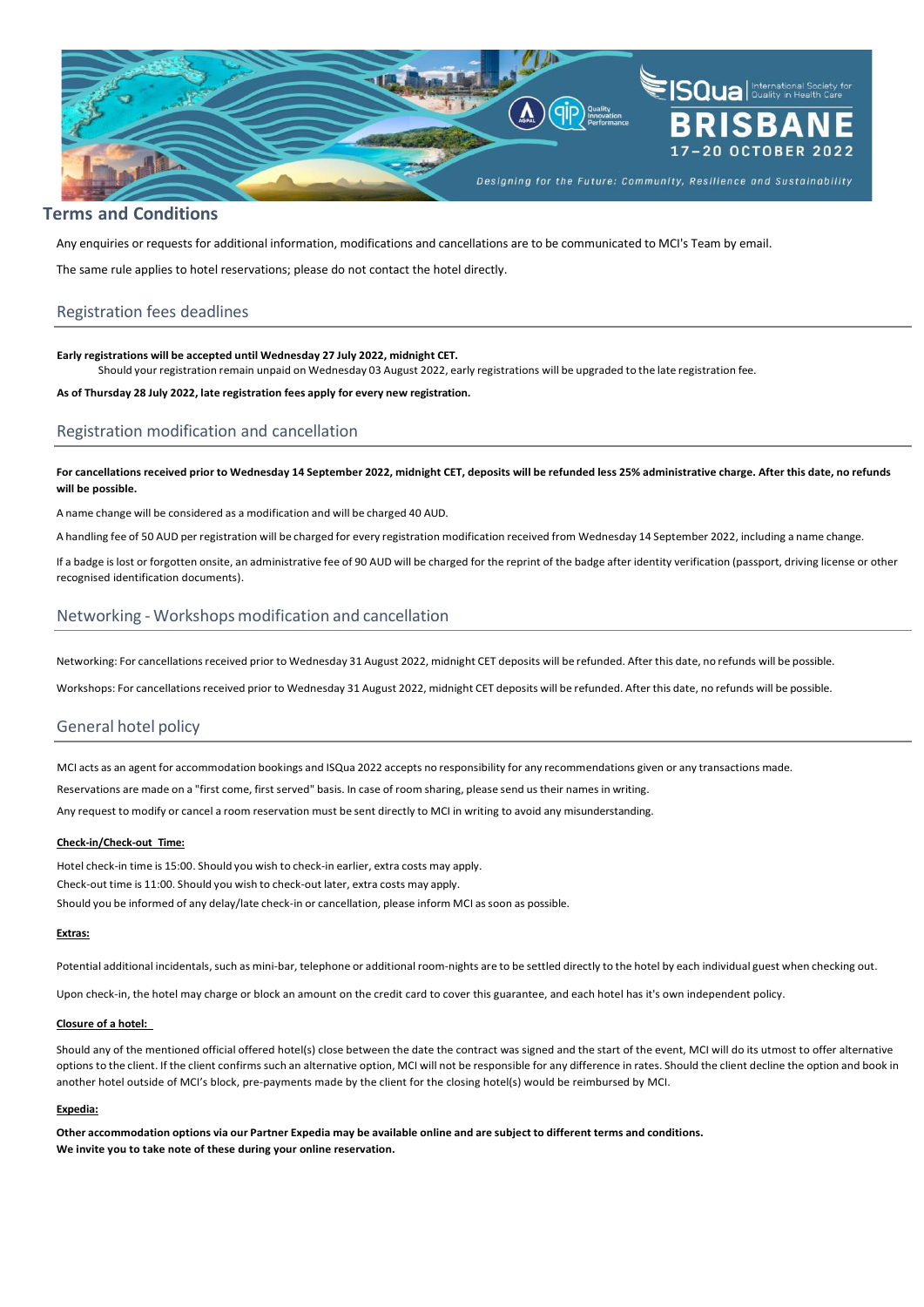# Terms and Conditions

Any enquiries or requests for additional information, modifications and cancellations are to be communicated to MCI's Team by email.

The same rule applies to hotel reservations; please do not contact the hotel directly.

## Registration fees deadlines

**Early registrations will be accepted until Wednesday 27 July 2022, midnight CET.**

Should your registration remain unpaid on Wednesday 03 August 2022, early registrations will be upgraded to the late registration fee.

**As of Thursday 28 July 2022, late registration fees apply for every new registration.**

## Registration modification and cancellation

**For cancellations received prior to Wednesday 14 September 2022, midnight CET, deposits will be refunded less 25% administrative charge. After this date, no refunds will be possible.**

A name change will be considered as a modification and will be charged 40 AUD.

A handling fee of 50 AUD per registration will be charged for every registration modification received from Wednesday 14 September 2022, including a name change.

If a badge is lost or forgotten onsite, an administrative fee of 90 AUD will be charged for the reprint of the badge after identity verification (passport, driving license or other recognised identification documents).

## Networking - Workshops modification and cancellation

Networking: For cancellations received prior to Wednesday 31 August 2022, midnight CET deposits will be refunded. After this date, no refunds will be possible.

Workshops: For cancellations received prior to Wednesday 31 August 2022, midnight CET deposits will be refunded. After this date, no refunds will be possible.

## General hotel policy

MCI acts as an agent for accommodation bookings and ISQua 2022 accepts no responsibility for any recommendations given or any transactions made.

Reservations are made on a "first come, first served" basis. In case of room sharing, please send us their names in writing.

Any request to modify or cancel a room reservation must be sent directly to MCI in writing to avoid any misunderstanding.

**Check-in/Check-out Time:**

Hotel check-in time is 15:00. Should you wish to check-in earlier, extra costs may apply.

Check-out time is 11:00. Should you wish to check-out later, extra costs may apply.

Should you be informed of any delay/late check-in or cancellation, please inform MCI as soon as possible.

**Extras:**

Potential additional incidentals, such as mini-bar, telephone or additional room-nights are to be settled directly to the hotel by each individual guest when checking out.

Upon check-in, the hotel may charge or block an amount on the credit card to cover this guarantee, and each hotel has it's own independent policy.

**Closure of a hotel:**

Should any of the mentioned official offered hotel(s) close between the date the contract was signed and the start of the event, MCI will do its utmost to offer alternative options to the client. If the client confirms such an alternative option, MCI will not be responsible for any difference in rates. Should the client decline the option and book in another hotel outside of MCI's block, pre-payments made by the client for the closing hotel(s) would be reimbursed by MCI.

**Expedia:**

**Other accommodation options via our Partner Expedia may be available online and are subject to different terms and conditions.**
**We invite you to take note of these during your online reservation.**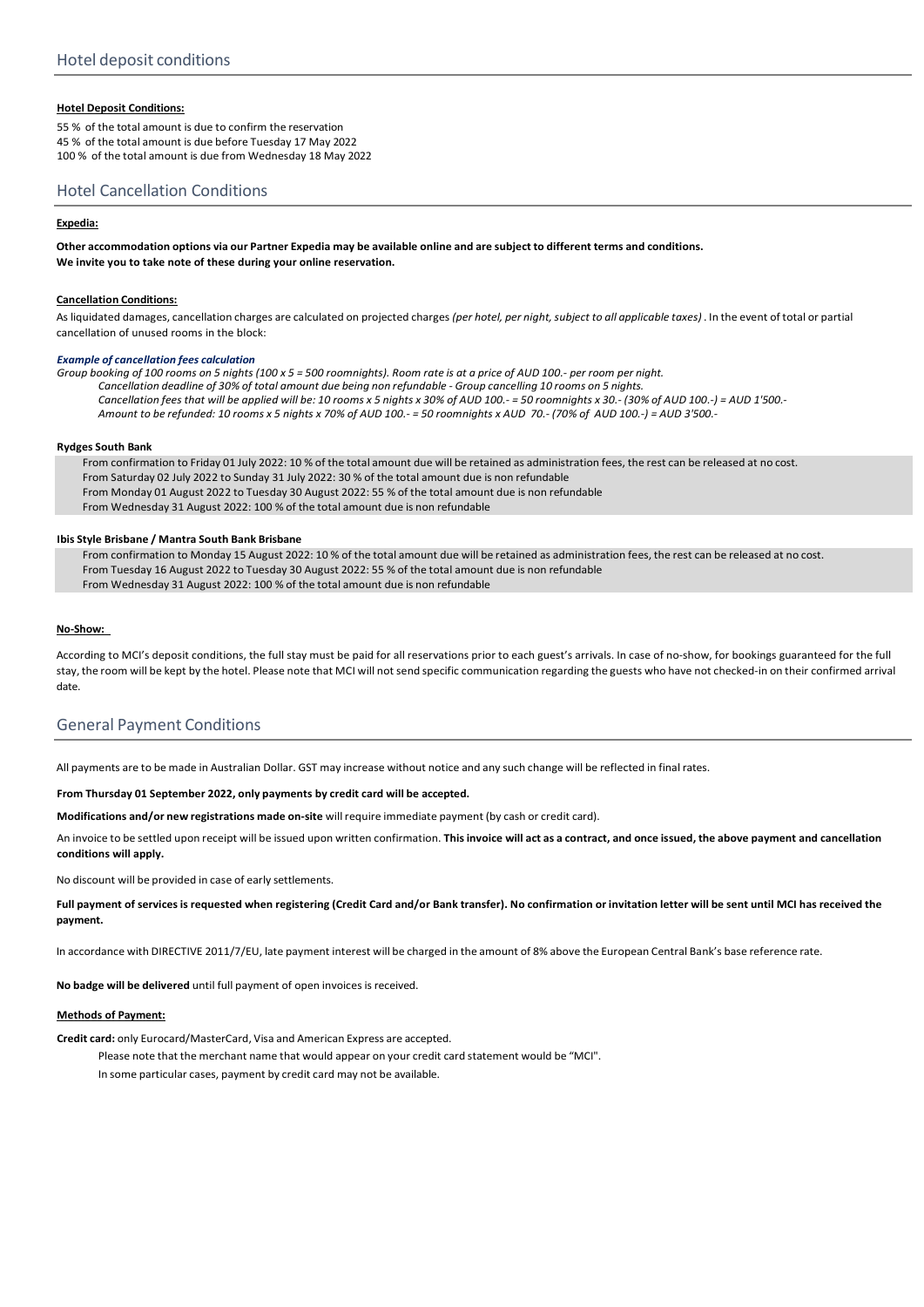## Hotel deposit conditions

**Hotel Deposit Conditions:**

55 % of the total amount is due to confirm the reservation
45 % of the total amount is due before Tuesday 17 May 2022
100 % of the total amount is due from Wednesday 18 May 2022

## Hotel Cancellation Conditions

**Expedia:**

**Other accommodation options via our Partner Expedia may be available online and are subject to different terms and conditions. We invite you to take note of these during your online reservation.**

**Cancellation Conditions:**

As liquidated damages, cancellation charges are calculated on projected charges *(per hotel, per night, subject to all applicable taxes)* . In the event of total or partial cancellation of unused rooms in the block:

***Example of cancellation fees calculation***

*Group booking of 100 rooms on 5 nights (100 x 5 = 500 roomnights). Room rate is at a price of AUD 100.- per room per night.*
*Cancellation deadline of 30% of total amount due being non refundable - Group cancelling 10 rooms on 5 nights.*
*Cancellation fees that will be applied will be: 10 rooms x 5 nights x 30% of AUD 100.- = 50 roomnights x 30.- (30% of AUD 100.-) = AUD 1'500.-*
*Amount to be refunded: 10 rooms x 5 nights x 70% of AUD 100.- = 50 roomnights x AUD 70.- (70% of AUD 100.-) = AUD 3'500.-*

**Rydges South Bank**

From confirmation to Friday 01 July 2022: 10 % of the total amount due will be retained as administration fees, the rest can be released at no cost.
From Saturday 02 July 2022 to Sunday 31 July 2022: 30 % of the total amount due is non refundable
From Monday 01 August 2022 to Tuesday 30 August 2022: 55 % of the total amount due is non refundable
From Wednesday 31 August 2022: 100 % of the total amount due is non refundable

**Ibis Style Brisbane / Mantra South Bank Brisbane**

From confirmation to Monday 15 August 2022: 10 % of the total amount due will be retained as administration fees, the rest can be released at no cost.
From Tuesday 16 August 2022 to Tuesday 30 August 2022: 55 % of the total amount due is non refundable
From Wednesday 31 August 2022: 100 % of the total amount due is non refundable

**No-Show:**

According to MCI's deposit conditions, the full stay must be paid for all reservations prior to each guest's arrivals. In case of no-show, for bookings guaranteed for the full stay, the room will be kept by the hotel. Please note that MCI will not send specific communication regarding the guests who have not checked-in on their confirmed arrival date.

## General Payment Conditions

All payments are to be made in Australian Dollar. GST may increase without notice and any such change will be reflected in final rates.

**From Thursday 01 September 2022, only payments by credit card will be accepted.**

**Modifications and/or new registrations made on-site** will require immediate payment (by cash or credit card).

An invoice to be settled upon receipt will be issued upon written confirmation. **This invoice will act as a contract, and once issued, the above payment and cancellation conditions will apply.**

No discount will be provided in case of early settlements.

**Full payment of services is requested when registering (Credit Card and/or Bank transfer). No confirmation or invitation letter will be sent until MCI has received the payment.**

In accordance with DIRECTIVE 2011/7/EU, late payment interest will be charged in the amount of 8% above the European Central Bank's base reference rate.

**No badge will be delivered** until full payment of open invoices is received.

**Methods of Payment:**

**Credit card:** only Eurocard/MasterCard, Visa and American Express are accepted.

Please note that the merchant name that would appear on your credit card statement would be "MCI".

In some particular cases, payment by credit card may not be available.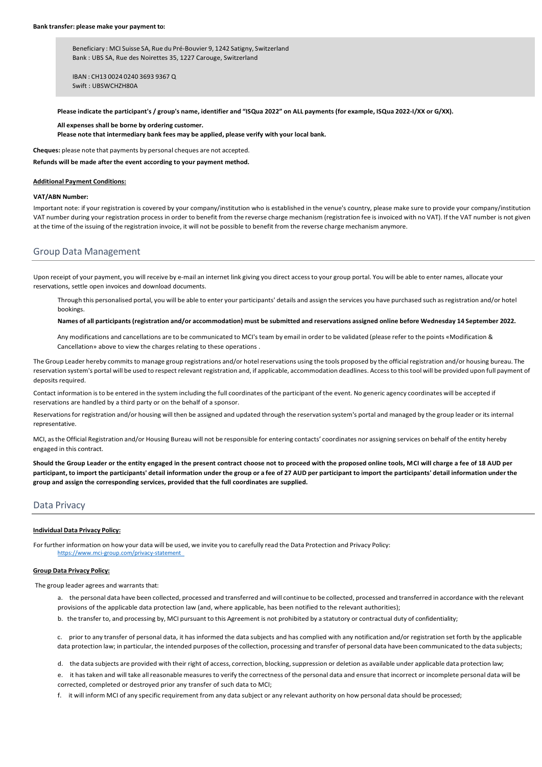**Bank transfer: please make your payment to:**

> Beneficiary : MCI Suisse SA, Rue du Pré-Bouvier 9, 1242 Satigny, Switzerland
> Bank : UBS SA, Rue des Noirettes 35, 1227 Carouge, Switzerland
>
> IBAN : CH13 0024 0240 3693 9367 Q
> Swift : UBSWCHZH80A

**Please indicate the participant's / group's name, identifier and "ISQua 2022" on ALL payments (for example, ISQua 2022-I/XX or G/XX).**

**All expenses shall be borne by ordering customer.**
**Please note that intermediary bank fees may be applied, please verify with your local bank.**

**Cheques:** please note that payments by personal cheques are not accepted.

**Refunds will be made after the event according to your payment method.**

**Additional Payment Conditions:**

**VAT/ABN Number:**

Important note: if your registration is covered by your company/institution who is established in the venue's country, please make sure to provide your company/institution VAT number during your registration process in order to benefit from the reverse charge mechanism (registration fee is invoiced with no VAT). If the VAT number is not given at the time of the issuing of the registration invoice, it will not be possible to benefit from the reverse charge mechanism anymore.

## Group Data Management

Upon receipt of your payment, you will receive by e-mail an internet link giving you direct access to your group portal. You will be able to enter names, allocate your reservations, settle open invoices and download documents.

Through this personalised portal, you will be able to enter your participants' details and assign the services you have purchased such as registration and/or hotel bookings.

**Names of all participants (registration and/or accommodation) must be submitted and reservations assigned online before Wednesday 14 September 2022.**

Any modifications and cancellations are to be communicated to MCI's team by email in order to be validated (please refer to the points «Modification & Cancellation» above to view the charges relating to these operations .

The Group Leader hereby commits to manage group registrations and/or hotel reservations using the tools proposed by the official registration and/or housing bureau. The reservation system's portal will be used to respect relevant registration and, if applicable, accommodation deadlines. Access to this tool will be provided upon full payment of deposits required.

Contact information is to be entered in the system including the full coordinates of the participant of the event. No generic agency coordinates will be accepted if reservations are handled by a third party or on the behalf of a sponsor.

Reservations for registration and/or housing will then be assigned and updated through the reservation system's portal and managed by the group leader or its internal representative.

MCI, as the Official Registration and/or Housing Bureau will not be responsible for entering contacts' coordinates nor assigning services on behalf of the entity hereby engaged in this contract.

**Should the Group Leader or the entity engaged in the present contract choose not to proceed with the proposed online tools, MCI will charge a fee of 18 AUD per participant, to import the participants' detail information under the group or a fee of 27 AUD per participant to import the participants' detail information under the group and assign the corresponding services, provided that the full coordinates are supplied.**

## Data Privacy

**Individual Data Privacy Policy:**

For further information on how your data will be used, we invite you to carefully read the Data Protection and Privacy Policy:
https://www.mci-group.com/privacy-statement

**Group Data Privacy Policy:**

The group leader agrees and warrants that:

a. the personal data have been collected, processed and transferred and will continue to be collected, processed and transferred in accordance with the relevant provisions of the applicable data protection law (and, where applicable, has been notified to the relevant authorities);

b. the transfer to, and processing by, MCI pursuant to this Agreement is not prohibited by a statutory or contractual duty of confidentiality;

c. prior to any transfer of personal data, it has informed the data subjects and has complied with any notification and/or registration set forth by the applicable data protection law; in particular, the intended purposes of the collection, processing and transfer of personal data have been communicated to the data subjects;

d. the data subjects are provided with their right of access, correction, blocking, suppression or deletion as available under applicable data protection law;

e. it has taken and will take all reasonable measures to verify the correctness of the personal data and ensure that incorrect or incomplete personal data will be corrected, completed or destroyed prior any transfer of such data to MCI;

f. it will inform MCI of any specific requirement from any data subject or any relevant authority on how personal data should be processed;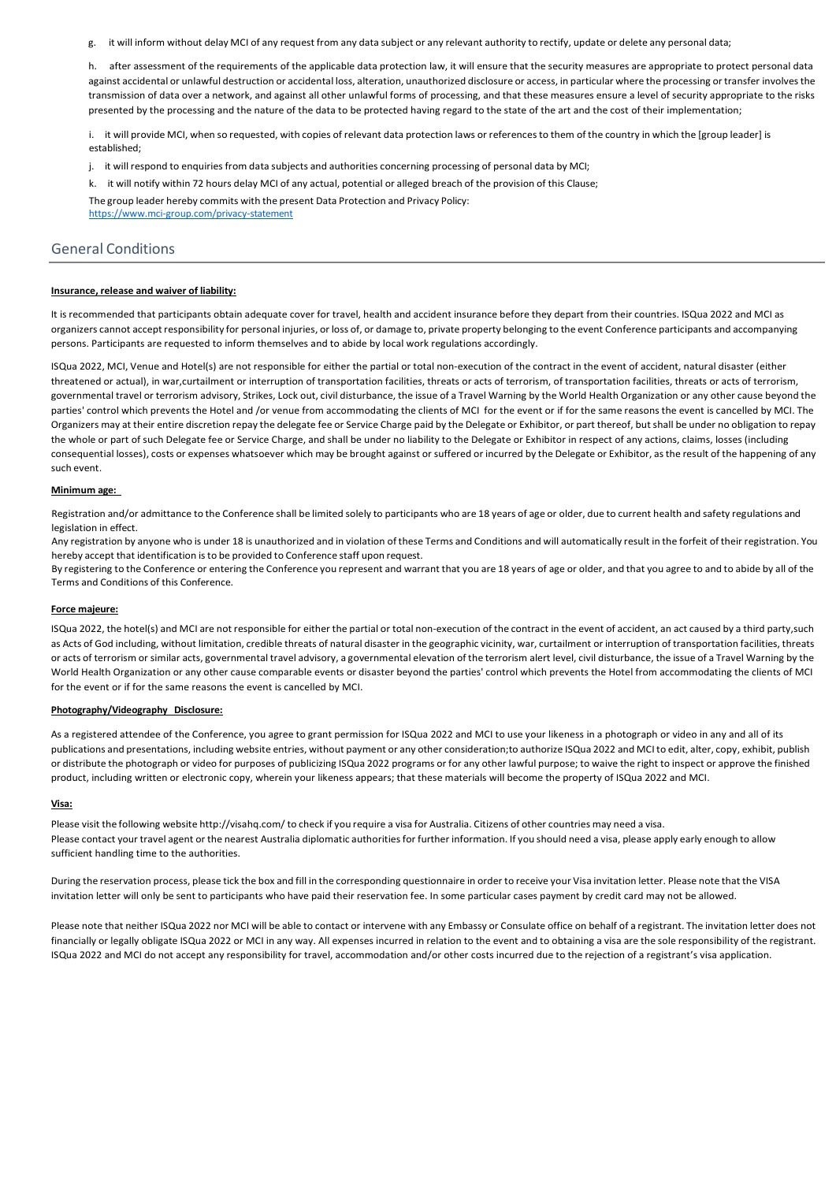g. it will inform without delay MCI of any request from any data subject or any relevant authority to rectify, update or delete any personal data;

h. after assessment of the requirements of the applicable data protection law, it will ensure that the security measures are appropriate to protect personal data against accidental or unlawful destruction or accidental loss, alteration, unauthorized disclosure or access, in particular where the processing or transfer involves the transmission of data over a network, and against all other unlawful forms of processing, and that these measures ensure a level of security appropriate to the risks presented by the processing and the nature of the data to be protected having regard to the state of the art and the cost of their implementation;

i. it will provide MCI, when so requested, with copies of relevant data protection laws or references to them of the country in which the [group leader] is established;

j. it will respond to enquiries from data subjects and authorities concerning processing of personal data by MCI;

k. it will notify within 72 hours delay MCI of any actual, potential or alleged breach of the provision of this Clause;

The group leader hereby commits with the present Data Protection and Privacy Policy:
https://www.mci-group.com/privacy-statement

## General Conditions

**Insurance, release and waiver of liability:**

It is recommended that participants obtain adequate cover for travel, health and accident insurance before they depart from their countries. ISQua 2022 and MCI as organizers cannot accept responsibility for personal injuries, or loss of, or damage to, private property belonging to the event Conference participants and accompanying persons. Participants are requested to inform themselves and to abide by local work regulations accordingly.

ISQua 2022, MCI, Venue and Hotel(s) are not responsible for either the partial or total non-execution of the contract in the event of accident, natural disaster (either threatened or actual), in war,curtailment or interruption of transportation facilities, threats or acts of terrorism, of transportation facilities, threats or acts of terrorism, governmental travel or terrorism advisory, Strikes, Lock out, civil disturbance, the issue of a Travel Warning by the World Health Organization or any other cause beyond the parties' control which prevents the Hotel and /or venue from accommodating the clients of MCI for the event or if for the same reasons the event is cancelled by MCI. The Organizers may at their entire discretion repay the delegate fee or Service Charge paid by the Delegate or Exhibitor, or part thereof, but shall be under no obligation to repay the whole or part of such Delegate fee or Service Charge, and shall be under no liability to the Delegate or Exhibitor in respect of any actions, claims, losses (including consequential losses), costs or expenses whatsoever which may be brought against or suffered or incurred by the Delegate or Exhibitor, as the result of the happening of any such event.

**Minimum age:**

Registration and/or admittance to the Conference shall be limited solely to participants who are 18 years of age or older, due to current health and safety regulations and legislation in effect.
Any registration by anyone who is under 18 is unauthorized and in violation of these Terms and Conditions and will automatically result in the forfeit of their registration. You hereby accept that identification is to be provided to Conference staff upon request.
By registering to the Conference or entering the Conference you represent and warrant that you are 18 years of age or older, and that you agree to and to abide by all of the Terms and Conditions of this Conference.

**Force majeure:**

ISQua 2022, the hotel(s) and MCI are not responsible for either the partial or total non-execution of the contract in the event of accident, an act caused by a third party,such as Acts of God including, without limitation, credible threats of natural disaster in the geographic vicinity, war, curtailment or interruption of transportation facilities, threats or acts of terrorism or similar acts, governmental travel advisory, a governmental elevation of the terrorism alert level, civil disturbance, the issue of a Travel Warning by the World Health Organization or any other cause comparable events or disaster beyond the parties' control which prevents the Hotel from accommodating the clients of MCI for the event or if for the same reasons the event is cancelled by MCI.

**Photography/Videography Disclosure:**

As a registered attendee of the Conference, you agree to grant permission for ISQua 2022 and MCI to use your likeness in a photograph or video in any and all of its publications and presentations, including website entries, without payment or any other consideration;to authorize ISQua 2022 and MCI to edit, alter, copy, exhibit, publish or distribute the photograph or video for purposes of publicizing ISQua 2022 programs or for any other lawful purpose; to waive the right to inspect or approve the finished product, including written or electronic copy, wherein your likeness appears; that these materials will become the property of ISQua 2022 and MCI.

**Visa:**

Please visit the following website http://visahq.com/ to check if you require a visa for Australia. Citizens of other countries may need a visa.
Please contact your travel agent or the nearest Australia diplomatic authorities for further information. If you should need a visa, please apply early enough to allow sufficient handling time to the authorities.

During the reservation process, please tick the box and fill in the corresponding questionnaire in order to receive your Visa invitation letter. Please note that the VISA invitation letter will only be sent to participants who have paid their reservation fee. In some particular cases payment by credit card may not be allowed.

Please note that neither ISQua 2022 nor MCI will be able to contact or intervene with any Embassy or Consulate office on behalf of a registrant. The invitation letter does not financially or legally obligate ISQua 2022 or MCI in any way. All expenses incurred in relation to the event and to obtaining a visa are the sole responsibility of the registrant. ISQua 2022 and MCI do not accept any responsibility for travel, accommodation and/or other costs incurred due to the rejection of a registrant's visa application.